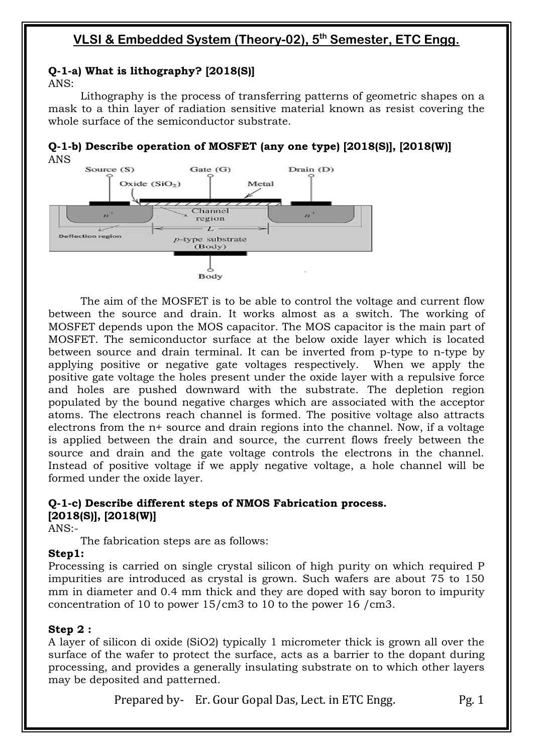# VLSI & Embedded System (Theory-02), 5th Semester, ETC Engg.

**Q-1-a) What is lithography? [2018(S)]**

ANS:

Lithography is the process of transferring patterns of geometric shapes on a mask to a thin layer of radiation sensitive material known as resist covering the whole surface of the semiconductor substrate.

**Q-1-b) Describe operation of MOSFET (any one type) [2018(S)], [2018(W)]**

ANS

The aim of the MOSFET is to be able to control the voltage and current flow between the source and drain. It works almost as a switch. The working of MOSFET depends upon the MOS capacitor. The MOS capacitor is the main part of MOSFET. The semiconductor surface at the below oxide layer which is located between source and drain terminal. It can be inverted from p-type to n-type by applying positive or negative gate voltages respectively. When we apply the positive gate voltage the holes present under the oxide layer with a repulsive force and holes are pushed downward with the substrate. The depletion region populated by the bound negative charges which are associated with the acceptor atoms. The electrons reach channel is formed. The positive voltage also attracts electrons from the n+ source and drain regions into the channel. Now, if a voltage is applied between the drain and source, the current flows freely between the source and drain and the gate voltage controls the electrons in the channel. Instead of positive voltage if we apply negative voltage, a hole channel will be formed under the oxide layer.

**Q-1-c) Describe different steps of NMOS Fabrication process. [2018(S)], [2018(W)]**

ANS:-

The fabrication steps are as follows:

**Step1:**

Processing is carried on single crystal silicon of high purity on which required P impurities are introduced as crystal is grown. Such wafers are about 75 to 150 mm in diameter and 0.4 mm thick and they are doped with say boron to impurity concentration of 10 to power 15/cm3 to 10 to the power 16 /cm3.

**Step 2 :**

A layer of silicon di oxide ($SiO_2$) typically 1 micrometer thick is grown all over the surface of the wafer to protect the surface, acts as a barrier to the dopant during processing, and provides a generally insulating substrate on to which other layers may be deposited and patterned.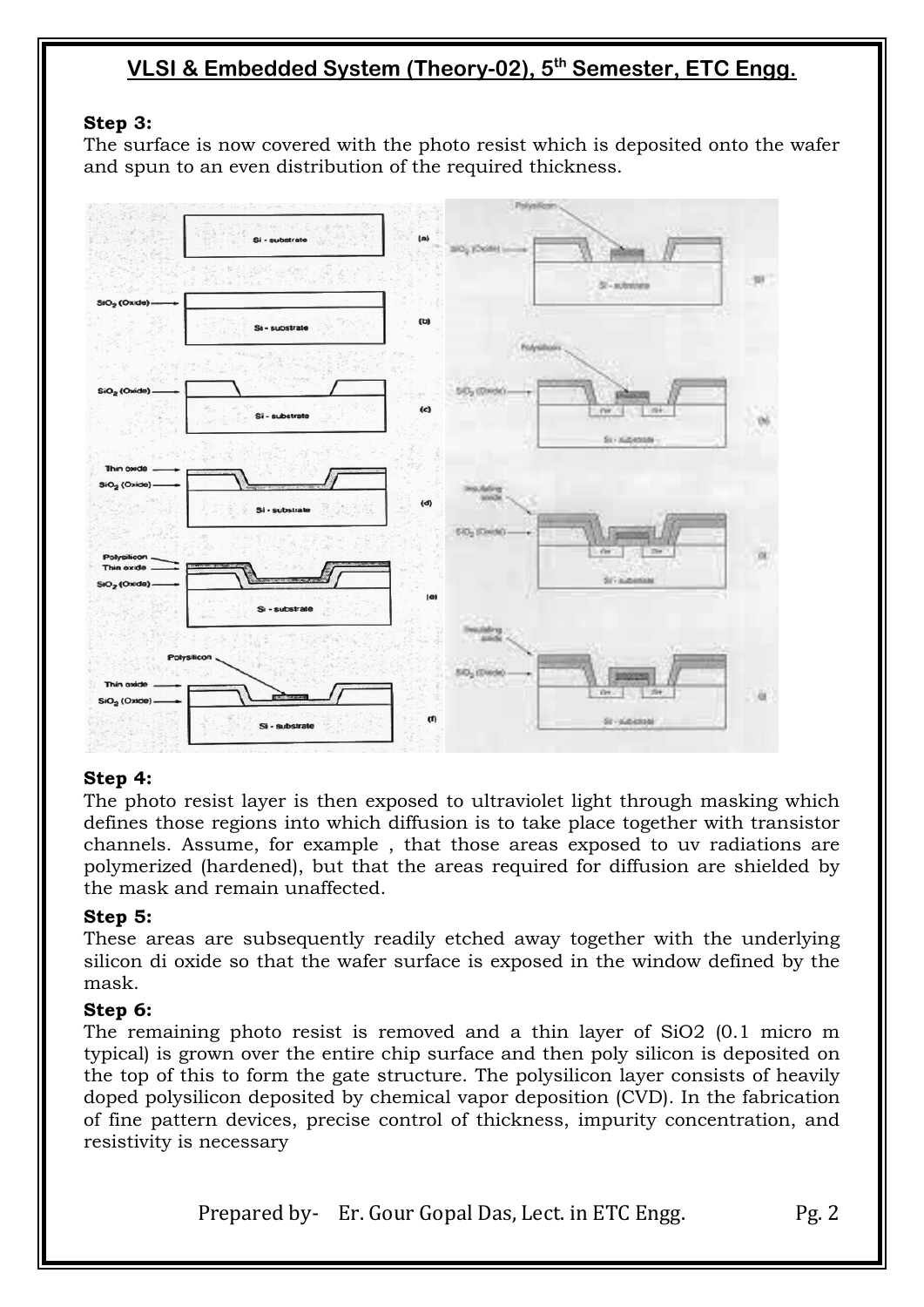**Step 3:**
The surface is now covered with the photo resist which is deposited onto the wafer and spun to an even distribution of the required thickness.

**Step 4:**
The photo resist layer is then exposed to ultraviolet light through masking which defines those regions into which diffusion is to take place together with transistor channels. Assume, for example , that those areas exposed to uv radiations are polymerized (hardened), but that the areas required for diffusion are shielded by the mask and remain unaffected.

**Step 5:**
These areas are subsequently readily etched away together with the underlying silicon di oxide so that the wafer surface is exposed in the window defined by the mask.

**Step 6:**
The remaining photo resist is removed and a thin layer of $SiO_2$ (0.1 micro m typical) is grown over the entire chip surface and then poly silicon is deposited on the top of this to form the gate structure. The polysilicon layer consists of heavily doped polysilicon deposited by chemical vapor deposition (CVD). In the fabrication of fine pattern devices, precise control of thickness, impurity concentration, and resistivity is necessary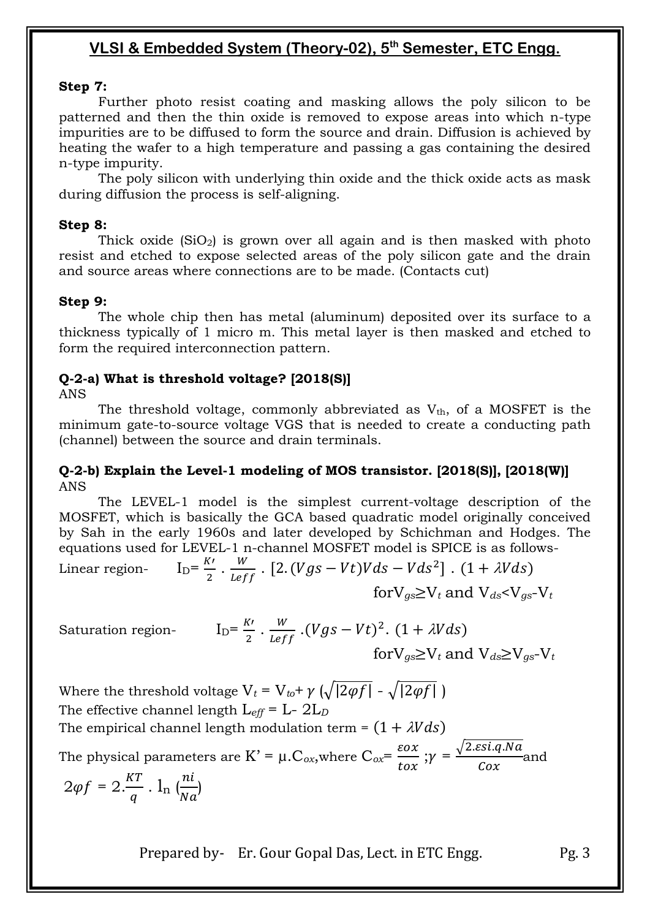**Step 7:**

Further photo resist coating and masking allows the poly silicon to be patterned and then the thin oxide is removed to expose areas into which n-type impurities are to be diffused to form the source and drain. Diffusion is achieved by heating the wafer to a high temperature and passing a gas containing the desired n-type impurity.

The poly silicon with underlying thin oxide and the thick oxide acts as mask during diffusion the process is self-aligning.

**Step 8:**

Thick oxide ($SiO_2$) is grown over all again and is then masked with photo resist and etched to expose selected areas of the poly silicon gate and the drain and source areas where connections are to be made. (Contacts cut)

**Step 9:**

The whole chip then has metal (aluminum) deposited over its surface to a thickness typically of 1 micro m. This metal layer is then masked and etched to form the required interconnection pattern.

**Q-2-a) What is threshold voltage? [2018(S)]**

ANS

The threshold voltage, commonly abbreviated as $V_{th}$, of a MOSFET is the minimum gate-to-source voltage VGS that is needed to create a conducting path (channel) between the source and drain terminals.

**Q-2-b) Explain the Level-1 modeling of MOS transistor. [2018(S)], [2018(W)]**

ANS

The LEVEL-1 model is the simplest current-voltage description of the MOSFET, which is basically the GCA based quadratic model originally conceived by Sah in the early 1960s and later developed by Schichman and Hodges. The equations used for LEVEL-1 n-channel MOSFET model is SPICE is as follows-

Linear region- $I_D = \frac{K'}{2} \cdot \frac{W}{L_{eff}} \cdot [2.(Vgs - Vt)Vds - Vds^2] \cdot (1 + \lambda Vds)$

for $V_{gs} \geq V_t$ and $V_{ds} < V_{gs} - V_t$

Saturation region- $I_D = \frac{K'}{2} \cdot \frac{W}{L_{eff}} \cdot (Vgs - Vt)^2 \cdot (1 + \lambda Vds)$

for $V_{gs} \geq V_t$ and $V_{ds} \geq V_{gs} - V_t$

Where the threshold voltage $V_t = V_{to} + \gamma\left(\sqrt{|2\varphi f|} - \sqrt{|2\varphi f|}\right)$

The effective channel length $L_{eff} = L - 2L_D$

The empirical channel length modulation term = $(1 + \lambda Vds)$

The physical parameters are $K' = \mu . C_{ox}$, where $C_{ox} = \frac{\varepsilon ox}{tox}$ ; $\gamma = \frac{\sqrt{2.\varepsilon si.q.Na}}{Cox}$ and

$2\varphi f = 2.\frac{KT}{q} \cdot l_n\left(\frac{ni}{Na}\right)$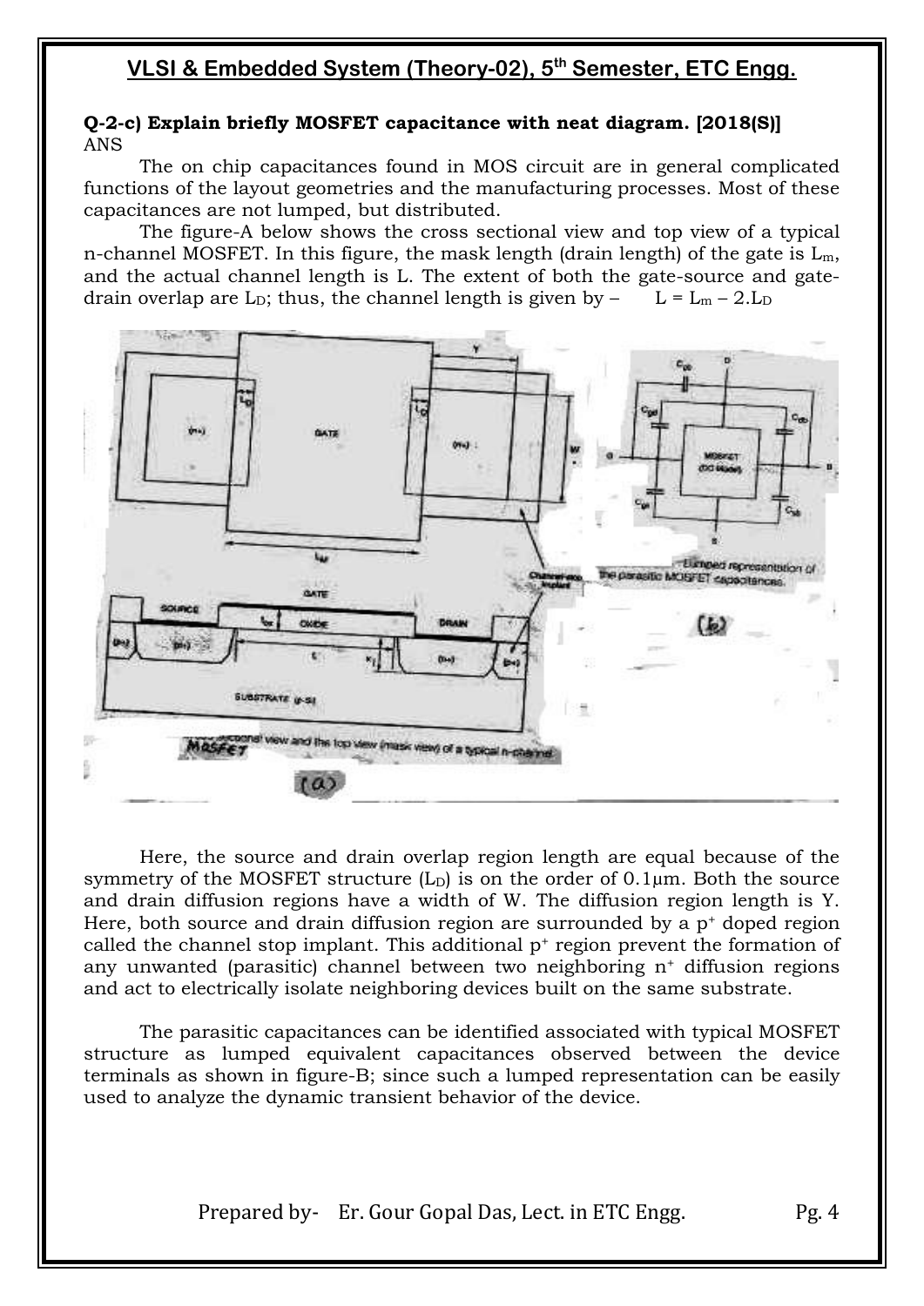**Q-2-c) Explain briefly MOSFET capacitance with neat diagram. [2018(S)]**
ANS

The on chip capacitances found in MOS circuit are in general complicated functions of the layout geometries and the manufacturing processes. Most of these capacitances are not lumped, but distributed.

The figure-A below shows the cross sectional view and top view of a typical n-channel MOSFET. In this figure, the mask length (drain length) of the gate is $L_m$, and the actual channel length is L. The extent of both the gate-source and gate-drain overlap are $L_D$; thus, the channel length is given by – $L = L_m - 2.L_D$

Here, the source and drain overlap region length are equal because of the symmetry of the MOSFET structure ($L_D$) is on the order of 0.1μm. Both the source and drain diffusion regions have a width of W. The diffusion region length is Y. Here, both source and drain diffusion region are surrounded by a $p^+$ doped region called the channel stop implant. This additional $p^+$ region prevent the formation of any unwanted (parasitic) channel between two neighboring $n^+$ diffusion regions and act to electrically isolate neighboring devices built on the same substrate.

The parasitic capacitances can be identified associated with typical MOSFET structure as lumped equivalent capacitances observed between the device terminals as shown in figure-B; since such a lumped representation can be easily used to analyze the dynamic transient behavior of the device.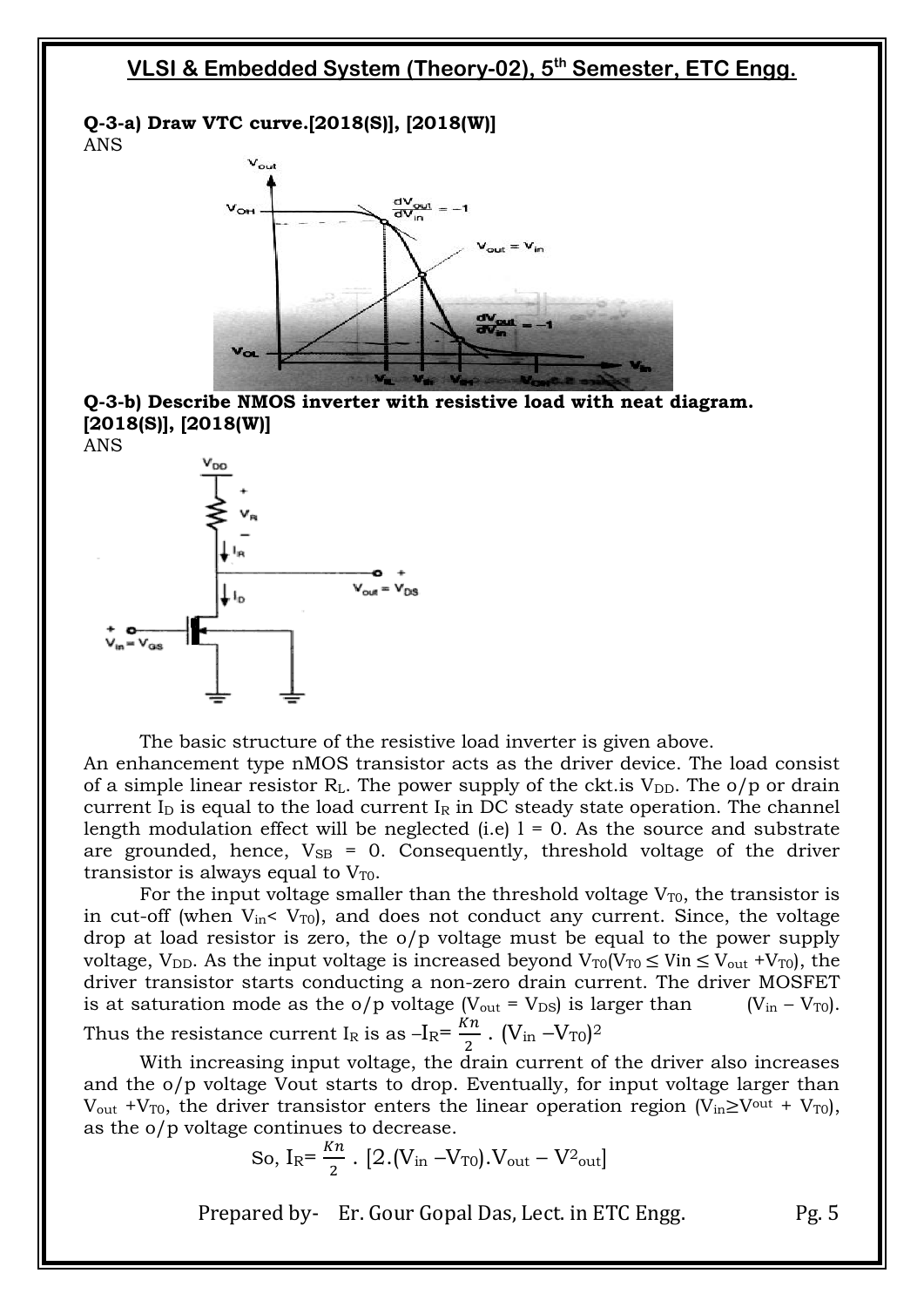**Q-3-a) Draw VTC curve.[2018(S)], [2018(W)]**

ANS

**Q-3-b) Describe NMOS inverter with resistive load with neat diagram. [2018(S)], [2018(W)]**

ANS

The basic structure of the resistive load inverter is given above.

An enhancement type nMOS transistor acts as the driver device. The load consist of a simple linear resistor $R_L$. The power supply of the ckt.is $V_{DD}$. The o/p or drain current $I_D$ is equal to the load current $I_R$ in DC steady state operation. The channel length modulation effect will be neglected (i.e) l = 0. As the source and substrate are grounded, hence, $V_{SB}$ = 0. Consequently, threshold voltage of the driver transistor is always equal to $V_{T0}$.

For the input voltage smaller than the threshold voltage $V_{T0}$, the transistor is in cut-off (when $V_{in} < V_{T0}$), and does not conduct any current. Since, the voltage drop at load resistor is zero, the o/p voltage must be equal to the power supply voltage, $V_{DD}$. As the input voltage is increased beyond $V_{T0}$($V_{T0} \leq Vin \leq V_{out} + V_{T0}$), the driver transistor starts conducting a non-zero drain current. The driver MOSFET is at saturation mode as the o/p voltage ($V_{out} = V_{DS}$) is larger than ($V_{in} - V_{T0}$). Thus the resistance current $I_R$ is as $-I_R = \frac{Kn}{2} \cdot (V_{in} - V_{T0})^2$

With increasing input voltage, the drain current of the driver also increases and the o/p voltage Vout starts to drop. Eventually, for input voltage larger than $V_{out} + V_{T0}$, the driver transistor enters the linear operation region ($V_{in} \geq V^{out} + V_{T0}$), as the o/p voltage continues to decrease.

$$\text{So, } I_R = \frac{Kn}{2} \cdot [2.(V_{in} - V_{T0}).V_{out} - V^2_{out}]$$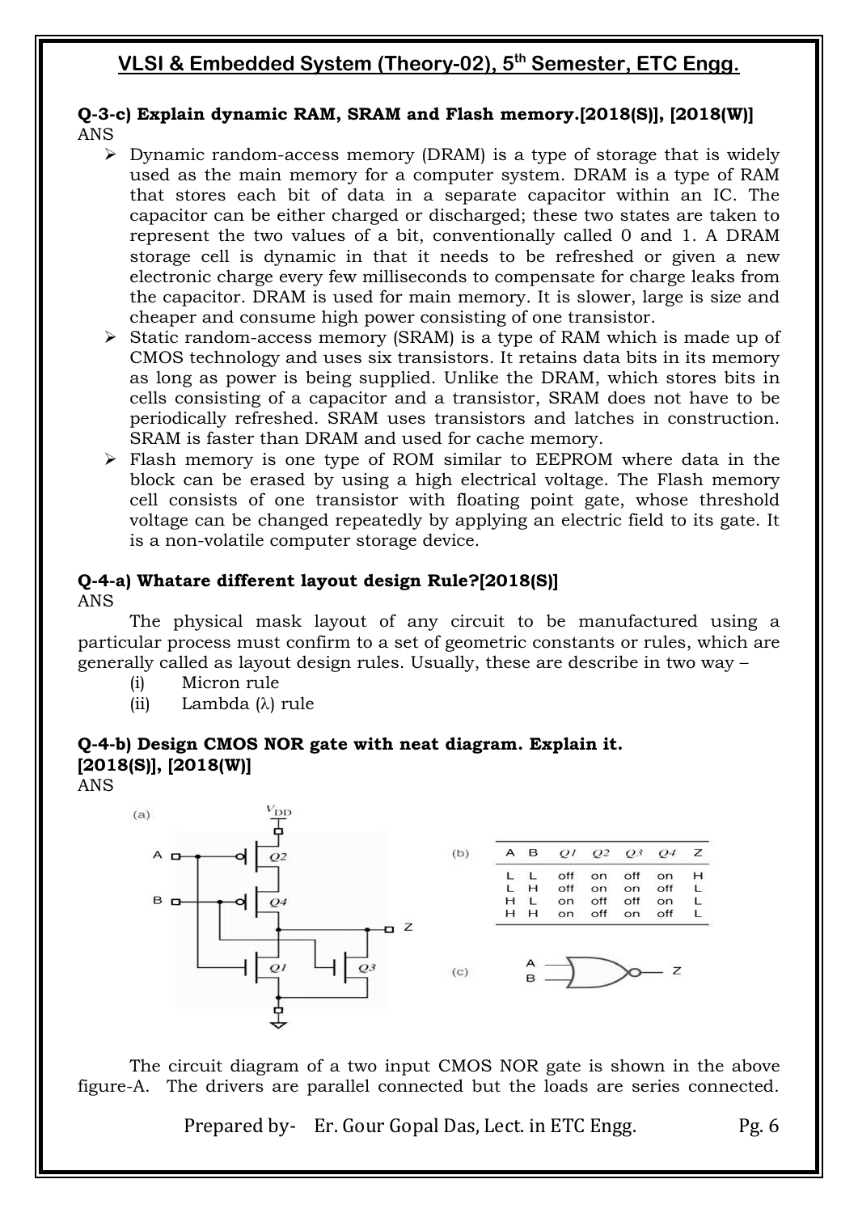**Q-3-c) Explain dynamic RAM, SRAM and Flash memory.[2018(S)], [2018(W)]**

ANS

- Dynamic random-access memory (DRAM) is a type of storage that is widely used as the main memory for a computer system. DRAM is a type of RAM that stores each bit of data in a separate capacitor within an IC. The capacitor can be either charged or discharged; these two states are taken to represent the two values of a bit, conventionally called 0 and 1. A DRAM storage cell is dynamic in that it needs to be refreshed or given a new electronic charge every few milliseconds to compensate for charge leaks from the capacitor. DRAM is used for main memory. It is slower, large is size and cheaper and consume high power consisting of one transistor.
- Static random-access memory (SRAM) is a type of RAM which is made up of CMOS technology and uses six transistors. It retains data bits in its memory as long as power is being supplied. Unlike the DRAM, which stores bits in cells consisting of a capacitor and a transistor, SRAM does not have to be periodically refreshed. SRAM uses transistors and latches in construction. SRAM is faster than DRAM and used for cache memory.
- Flash memory is one type of ROM similar to EEPROM where data in the block can be erased by using a high electrical voltage. The Flash memory cell consists of one transistor with floating point gate, whose threshold voltage can be changed repeatedly by applying an electric field to its gate. It is a non-volatile computer storage device.

**Q-4-a) Whatare different layout design Rule?[2018(S)]**

ANS

The physical mask layout of any circuit to be manufactured using a particular process must confirm to a set of geometric constants or rules, which are generally called as layout design rules. Usually, these are describe in two way –

(i) Micron rule

(ii) Lambda (λ) rule

**Q-4-b) Design CMOS NOR gate with neat diagram. Explain it. [2018(S)], [2018(W)]**

ANS

(a)

(b)

| A | B | Q1 | Q2 | Q3 | Q4 | Z |
|---|---|---|---|---|---|---|
| L | L | off | on | off | on | H |
| L | H | off | on | on | off | L |
| H | L | on | off | off | on | L |
| H | H | on | off | on | off | L |

(c)

The circuit diagram of a two input CMOS NOR gate is shown in the above figure-A. The drivers are parallel connected but the loads are series connected.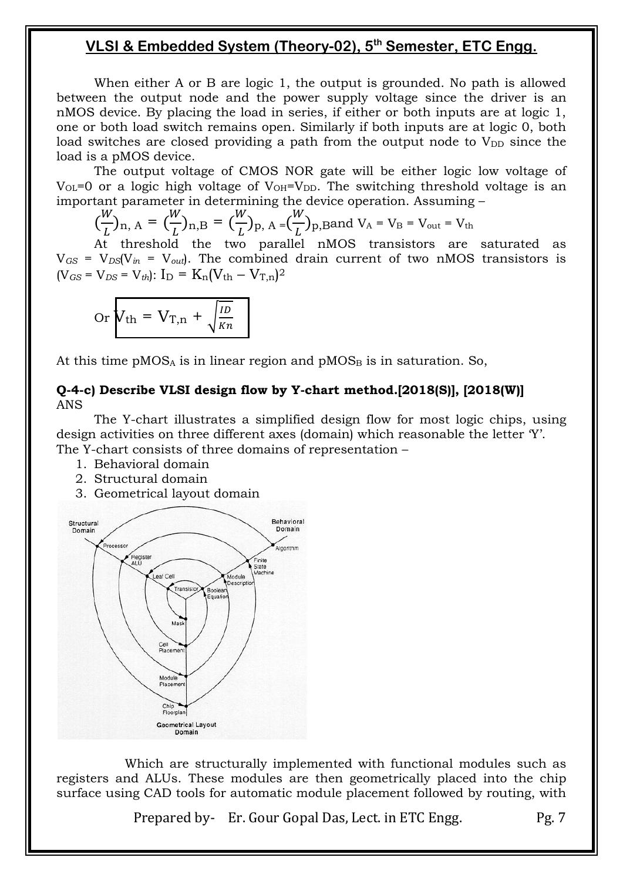When either A or B are logic 1, the output is grounded. No path is allowed between the output node and the power supply voltage since the driver is an nMOS device. By placing the load in series, if either or both inputs are at logic 1, one or both load switch remains open. Similarly if both inputs are at logic 0, both load switches are closed providing a path from the output node to $V_{DD}$ since the load is a pMOS device.

The output voltage of CMOS NOR gate will be either logic low voltage of $V_{OL}=0$ or a logic high voltage of $V_{OH}=V_{DD}$. The switching threshold voltage is an important parameter in determining the device operation. Assuming –

$$\left(\frac{W}{L}\right)_{n,A} = \left(\frac{W}{L}\right)_{n,B} = \left(\frac{W}{L}\right)_{p,A} = \left(\frac{W}{L}\right)_{p,B} \text{ and } V_A = V_B = V_{out} = V_{th}$$

At threshold the two parallel nMOS transistors are saturated as $V_{GS} = V_{DS}(V_{in} = V_{out})$. The combined drain current of two nMOS transistors is $(V_{GS} = V_{DS} = V_{th})$: $I_D = K_n(V_{th} - V_{T,n})^2$

$$\text{Or } \boxed{V_{th} = V_{T,n} + \sqrt{\frac{I_D}{K_n}}}$$

At this time $pMOS_A$ is in linear region and $pMOS_B$ is in saturation. So,

**Q-4-c) Describe VLSI design flow by Y-chart method.[2018(S)], [2018(W)]**

ANS

The Y-chart illustrates a simplified design flow for most logic chips, using design activities on three different axes (domain) which reasonable the letter 'Y'. The Y-chart consists of three domains of representation –

1. Behavioral domain
2. Structural domain
3. Geometrical layout domain

Which are structurally implemented with functional modules such as registers and ALUs. These modules are then geometrically placed into the chip surface using CAD tools for automatic module placement followed by routing, with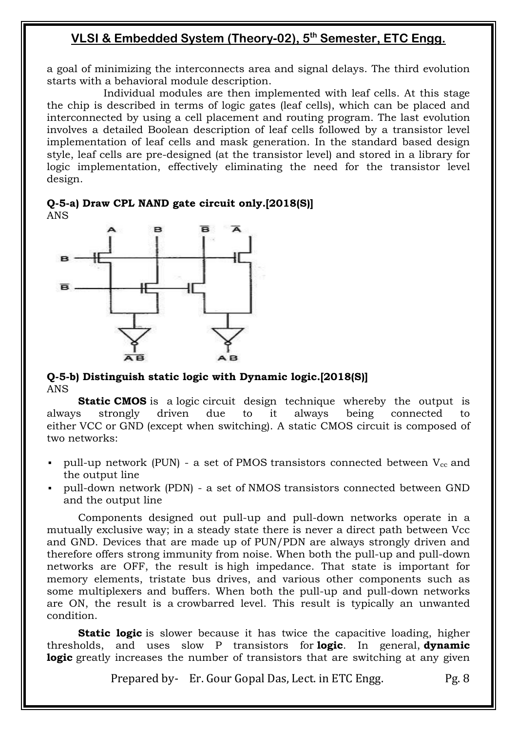a goal of minimizing the interconnects area and signal delays. The third evolution starts with a behavioral module description.

Individual modules are then implemented with leaf cells. At this stage the chip is described in terms of logic gates (leaf cells), which can be placed and interconnected by using a cell placement and routing program. The last evolution involves a detailed Boolean description of leaf cells followed by a transistor level implementation of leaf cells and mask generation. In the standard based design style, leaf cells are pre-designed (at the transistor level) and stored in a library for logic implementation, effectively eliminating the need for the transistor level design.

**Q-5-a) Draw CPL NAND gate circuit only.[2018(S)]**

ANS

**Q-5-b) Distinguish static logic with Dynamic logic.[2018(S)]**

ANS

**Static CMOS** is a logic circuit design technique whereby the output is always strongly driven due to it always being connected to either VCC or GND (except when switching). A static CMOS circuit is composed of two networks:

- pull-up network (PUN) - a set of PMOS transistors connected between $V_{cc}$ and the output line
- pull-down network (PDN) - a set of NMOS transistors connected between GND and the output line

Components designed out pull-up and pull-down networks operate in a mutually exclusive way; in a steady state there is never a direct path between Vcc and GND. Devices that are made up of PUN/PDN are always strongly driven and therefore offers strong immunity from noise. When both the pull-up and pull-down networks are OFF, the result is high impedance. That state is important for memory elements, tristate bus drives, and various other components such as some multiplexers and buffers. When both the pull-up and pull-down networks are ON, the result is a crowbarred level. This result is typically an unwanted condition.

**Static logic** is slower because it has twice the capacitive loading, higher thresholds, and uses slow P transistors for **logic**. In general, **dynamic logic** greatly increases the number of transistors that are switching at any given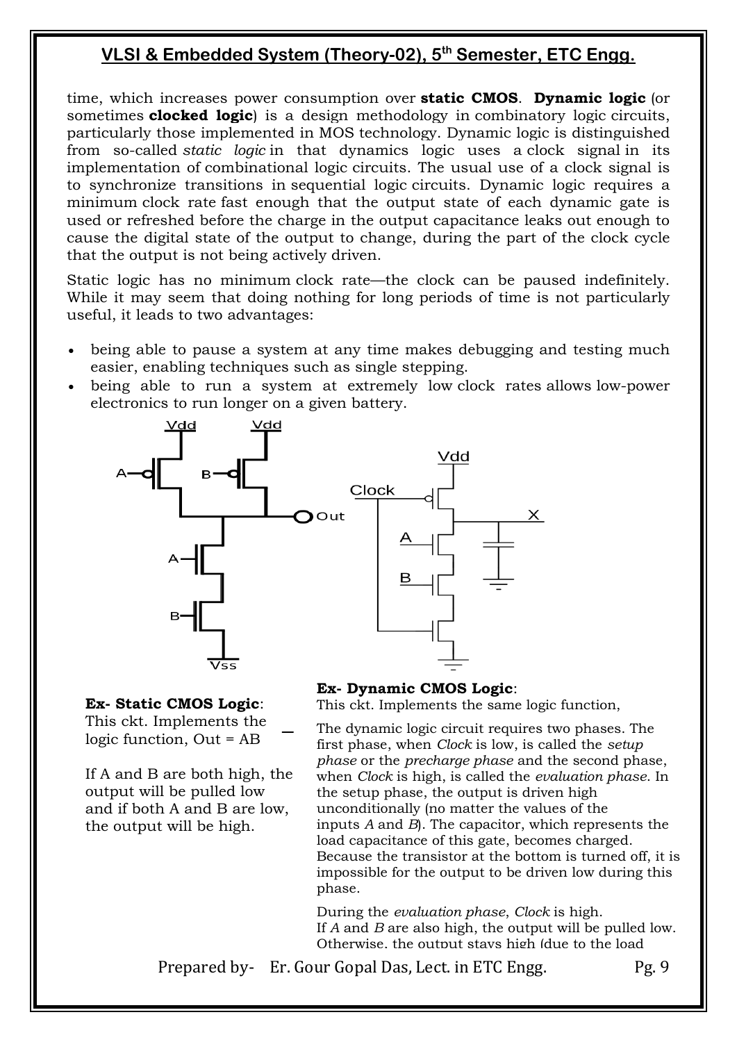time, which increases power consumption over **static CMOS**. **Dynamic logic** (or sometimes **clocked logic**) is a design methodology in combinatory logic circuits, particularly those implemented in MOS technology. Dynamic logic is distinguished from so-called *static logic* in that dynamics logic uses a clock signal in its implementation of combinational logic circuits. The usual use of a clock signal is to synchronize transitions in sequential logic circuits. Dynamic logic requires a minimum clock rate fast enough that the output state of each dynamic gate is used or refreshed before the charge in the output capacitance leaks out enough to cause the digital state of the output to change, during the part of the clock cycle that the output is not being actively driven.

Static logic has no minimum clock rate—the clock can be paused indefinitely. While it may seem that doing nothing for long periods of time is not particularly useful, it leads to two advantages:

- being able to pause a system at any time makes debugging and testing much easier, enabling techniques such as single stepping.
- being able to run a system at extremely low clock rates allows low-power electronics to run longer on a given battery.

**Ex- Static CMOS Logic**:
This ckt. Implements the logic function, Out = $\overline{AB}$

If A and B are both high, the output will be pulled low and if both A and B are low, the output will be high.

**Ex- Dynamic CMOS Logic**:
This ckt. Implements the same logic function,

The dynamic logic circuit requires two phases. The first phase, when *Clock* is low, is called the *setup phase* or the *precharge phase* and the second phase, when *Clock* is high, is called the *evaluation phase*. In the setup phase, the output is driven high unconditionally (no matter the values of the inputs *A* and *B*). The capacitor, which represents the load capacitance of this gate, becomes charged. Because the transistor at the bottom is turned off, it is impossible for the output to be driven low during this phase.

During the *evaluation phase*, *Clock* is high. If *A* and *B* are also high, the output will be pulled low. Otherwise, the output stays high (due to the load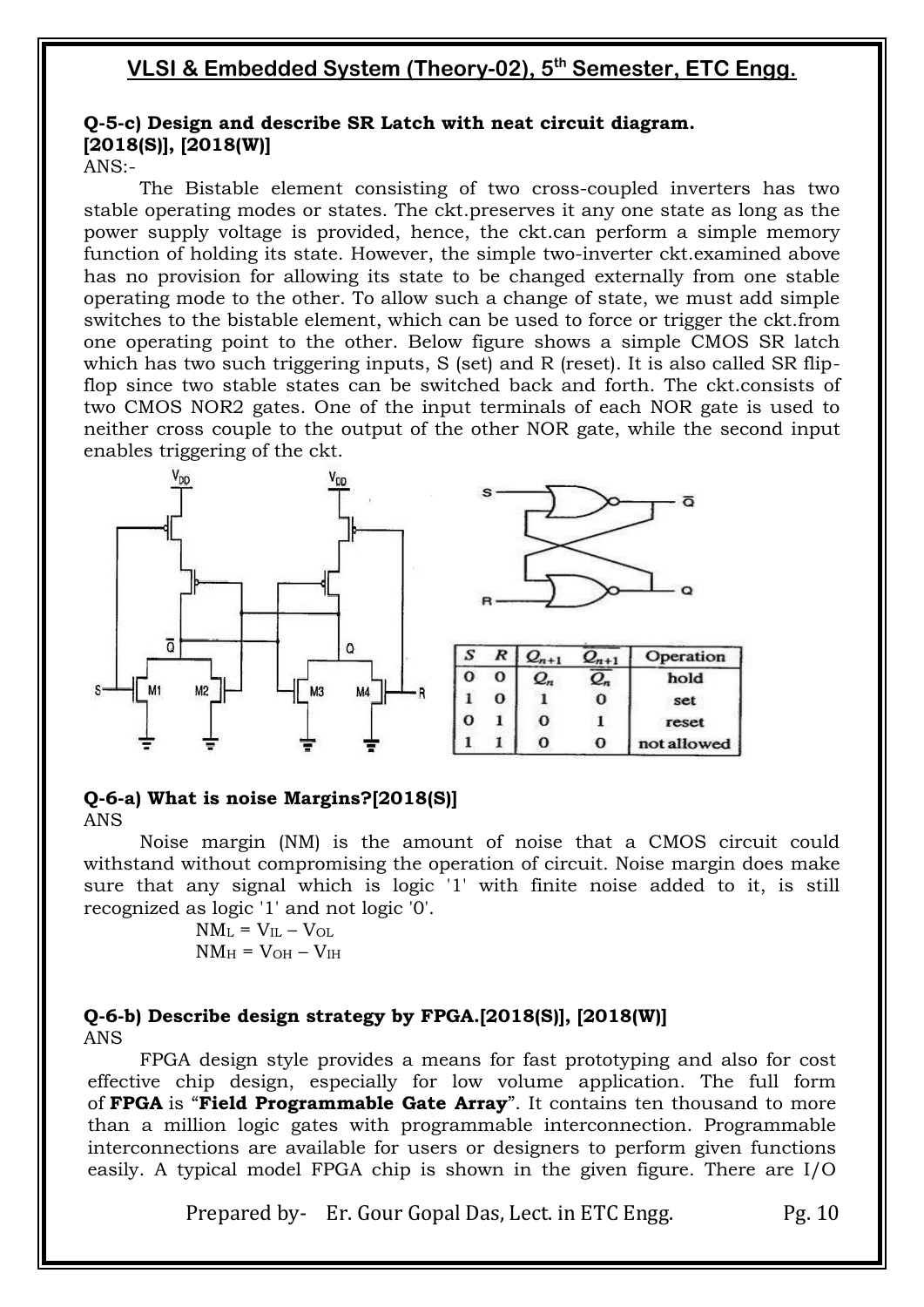**Q-5-c) Design and describe SR Latch with neat circuit diagram. [2018(S)], [2018(W)]**

ANS:-

The Bistable element consisting of two cross-coupled inverters has two stable operating modes or states. The ckt.preserves it any one state as long as the power supply voltage is provided, hence, the ckt.can perform a simple memory function of holding its state. However, the simple two-inverter ckt.examined above has no provision for allowing its state to be changed externally from one stable operating mode to the other. To allow such a change of state, we must add simple switches to the bistable element, which can be used to force or trigger the ckt.from one operating point to the other. Below figure shows a simple CMOS SR latch which has two such triggering inputs, S (set) and R (reset). It is also called SR flip-flop since two stable states can be switched back and forth. The ckt.consists of two CMOS NOR2 gates. One of the input terminals of each NOR gate is used to neither cross couple to the output of the other NOR gate, while the second input enables triggering of the ckt.

| S | R | $Q_{n+1}$ | $\overline{Q_{n+1}}$ | Operation |
|---|---|---|---|---|
| 0 | 0 | $Q_n$ | $\overline{Q_n}$ | hold |
| 1 | 0 | 1 | 0 | set |
| 0 | 1 | 0 | 1 | reset |
| 1 | 1 | 0 | 0 | not allowed |

**Q-6-a) What is noise Margins?[2018(S)]**

ANS

Noise margin (NM) is the amount of noise that a CMOS circuit could withstand without compromising the operation of circuit. Noise margin does make sure that any signal which is logic '1' with finite noise added to it, is still recognized as logic '1' and not logic '0'.

$NM_L = V_{IL} – V_{OL}$

$NM_H = V_{OH} – V_{IH}$

**Q-6-b) Describe design strategy by FPGA.[2018(S)], [2018(W)]**

ANS

FPGA design style provides a means for fast prototyping and also for cost effective chip design, especially for low volume application. The full form of **FPGA** is "**Field Programmable Gate Array**". It contains ten thousand to more than a million logic gates with programmable interconnection. Programmable interconnections are available for users or designers to perform given functions easily. A typical model FPGA chip is shown in the given figure. There are I/O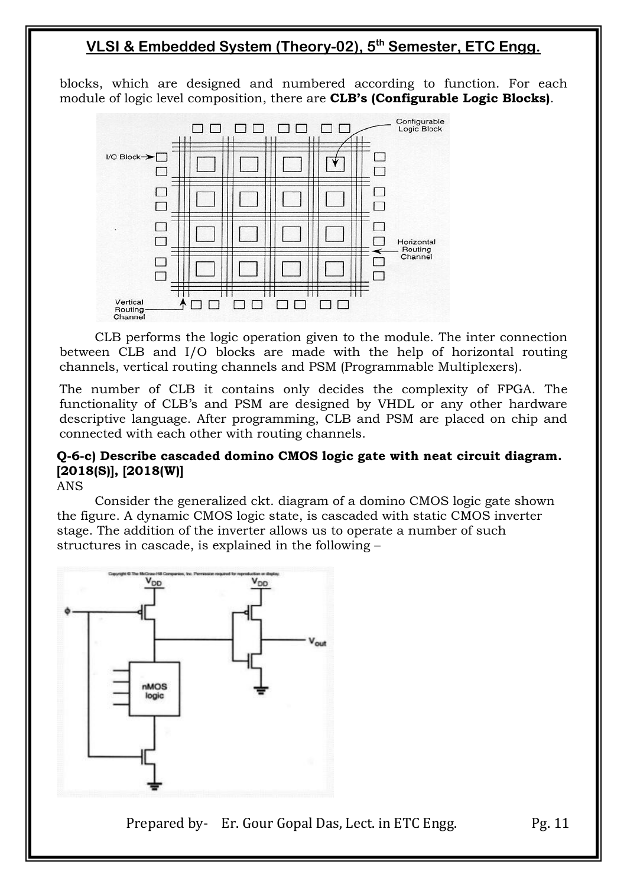blocks, which are designed and numbered according to function. For each module of logic level composition, there are **CLB's (Configurable Logic Blocks)**.

CLB performs the logic operation given to the module. The inter connection between CLB and I/O blocks are made with the help of horizontal routing channels, vertical routing channels and PSM (Programmable Multiplexers).

The number of CLB it contains only decides the complexity of FPGA. The functionality of CLB's and PSM are designed by VHDL or any other hardware descriptive language. After programming, CLB and PSM are placed on chip and connected with each other with routing channels.

**Q-6-c) Describe cascaded domino CMOS logic gate with neat circuit diagram. [2018(S)], [2018(W)]**

ANS

Consider the generalized ckt. diagram of a domino CMOS logic gate shown the figure. A dynamic CMOS logic state, is cascaded with static CMOS inverter stage. The addition of the inverter allows us to operate a number of such structures in cascade, is explained in the following –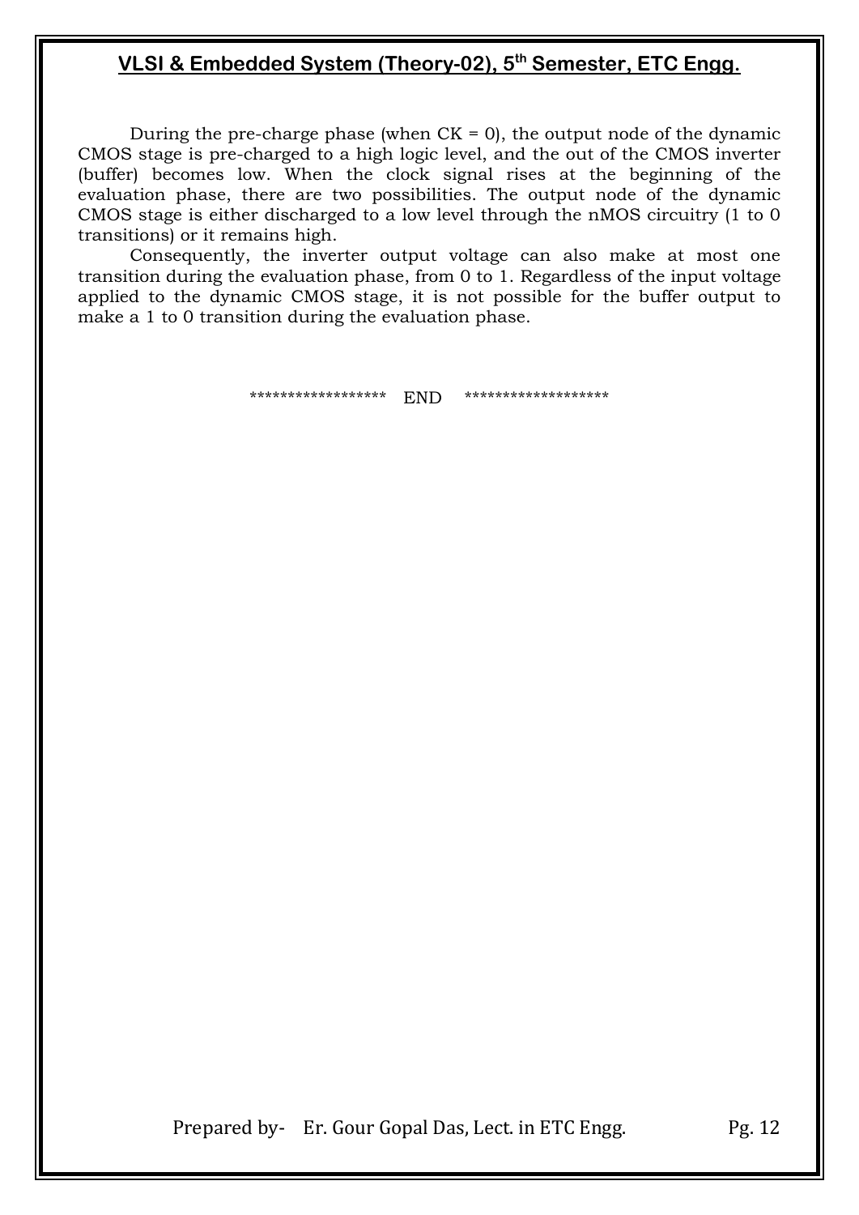During the pre-charge phase (when CK = 0), the output node of the dynamic CMOS stage is pre-charged to a high logic level, and the out of the CMOS inverter (buffer) becomes low. When the clock signal rises at the beginning of the evaluation phase, there are two possibilities. The output node of the dynamic CMOS stage is either discharged to a low level through the nMOS circuitry (1 to 0 transitions) or it remains high.

Consequently, the inverter output voltage can also make at most one transition during the evaluation phase, from 0 to 1. Regardless of the input voltage applied to the dynamic CMOS stage, it is not possible for the buffer output to make a 1 to 0 transition during the evaluation phase.

****************** END *******************